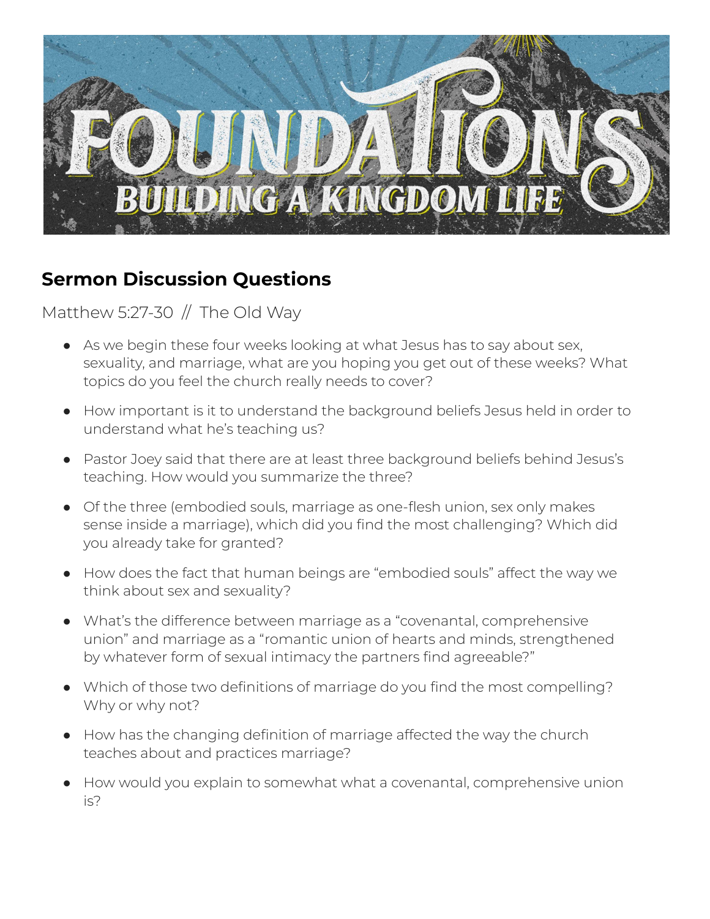# FOUNDATIONS
## BUILDING A KINGDOM LIFE

## Sermon Discussion Questions

Matthew 5:27-30 // The Old Way

- As we begin these four weeks looking at what Jesus has to say about sex, sexuality, and marriage, what are you hoping you get out of these weeks? What topics do you feel the church really needs to cover?
- How important is it to understand the background beliefs Jesus held in order to understand what he's teaching us?
- Pastor Joey said that there are at least three background beliefs behind Jesus's teaching. How would you summarize the three?
- Of the three (embodied souls, marriage as one-flesh union, sex only makes sense inside a marriage), which did you find the most challenging? Which did you already take for granted?
- How does the fact that human beings are "embodied souls" affect the way we think about sex and sexuality?
- What's the difference between marriage as a "covenantal, comprehensive union" and marriage as a "romantic union of hearts and minds, strengthened by whatever form of sexual intimacy the partners find agreeable?"
- Which of those two definitions of marriage do you find the most compelling? Why or why not?
- How has the changing definition of marriage affected the way the church teaches about and practices marriage?
- How would you explain to somewhat what a covenantal, comprehensive union is?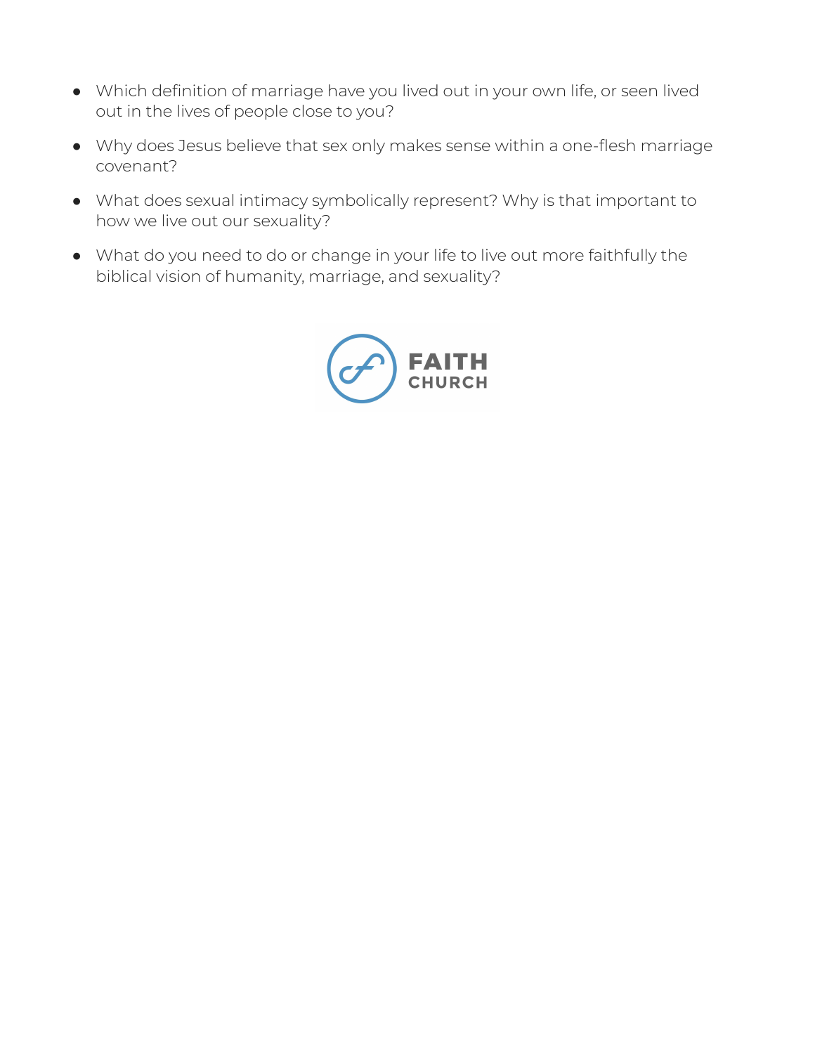- Which definition of marriage have you lived out in your own life, or seen lived out in the lives of people close to you?
- Why does Jesus believe that sex only makes sense within a one-flesh marriage covenant?
- What does sexual intimacy symbolically represent? Why is that important to how we live out our sexuality?
- What do you need to do or change in your life to live out more faithfully the biblical vision of humanity, marriage, and sexuality?

FAITH CHURCH